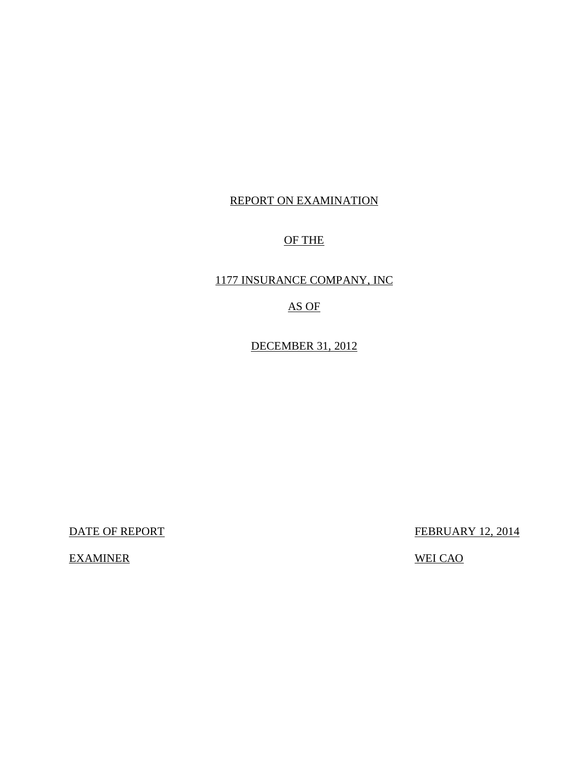REPORT ON EXAMINATION

OF THE

1177 INSURANCE COMPANY, INC

AS OF

DECEMBER 31, 2012

| | |
|---|---|
| DATE OF REPORT | FEBRUARY 12, 2014 |
| EXAMINER | WEI CAO |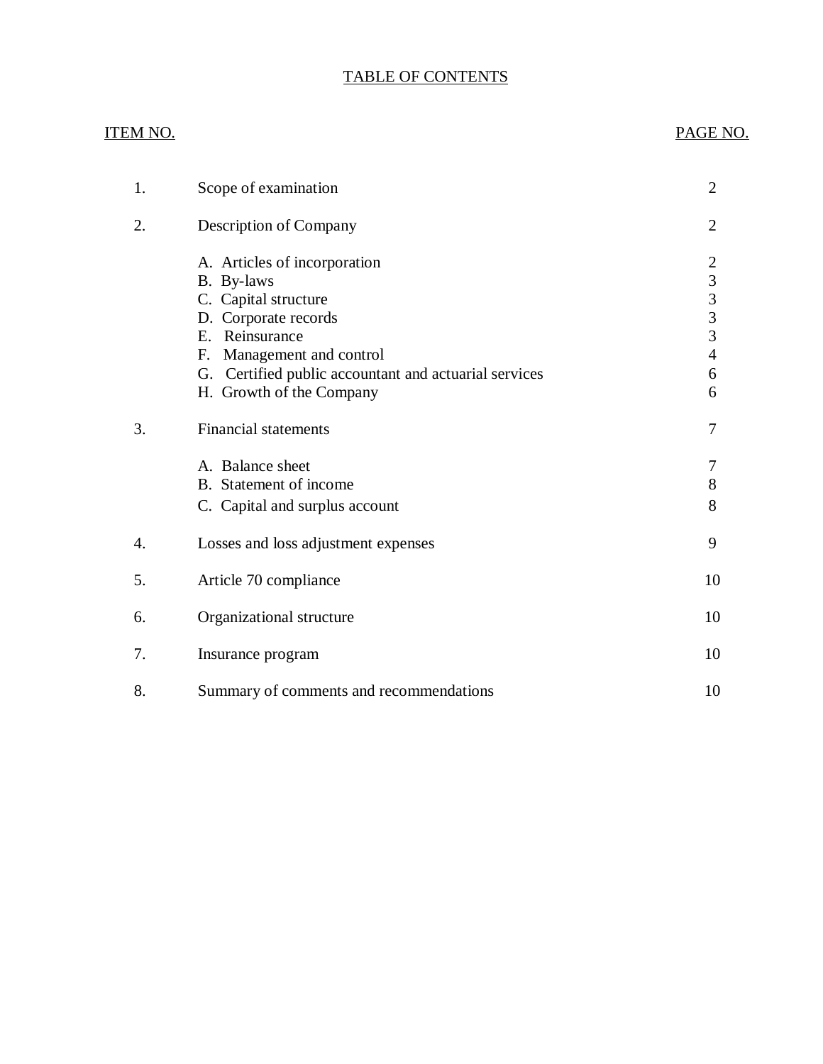# TABLE OF CONTENTS

| ITEM NO. | | PAGE NO. |
|---|---|---|
| 1. | Scope of examination | 2 |
| 2. | Description of Company | 2 |
| | A. Articles of incorporation | 2 |
| | B. By-laws | 3 |
| | C. Capital structure | 3 |
| | D. Corporate records | 3 |
| | E. Reinsurance | 3 |
| | F. Management and control | 4 |
| | G. Certified public accountant and actuarial services | 6 |
| | H. Growth of the Company | 6 |
| 3. | Financial statements | 7 |
| | A. Balance sheet | 7 |
| | B. Statement of income | 8 |
| | C. Capital and surplus account | 8 |
| 4. | Losses and loss adjustment expenses | 9 |
| 5. | Article 70 compliance | 10 |
| 6. | Organizational structure | 10 |
| 7. | Insurance program | 10 |
| 8. | Summary of comments and recommendations | 10 |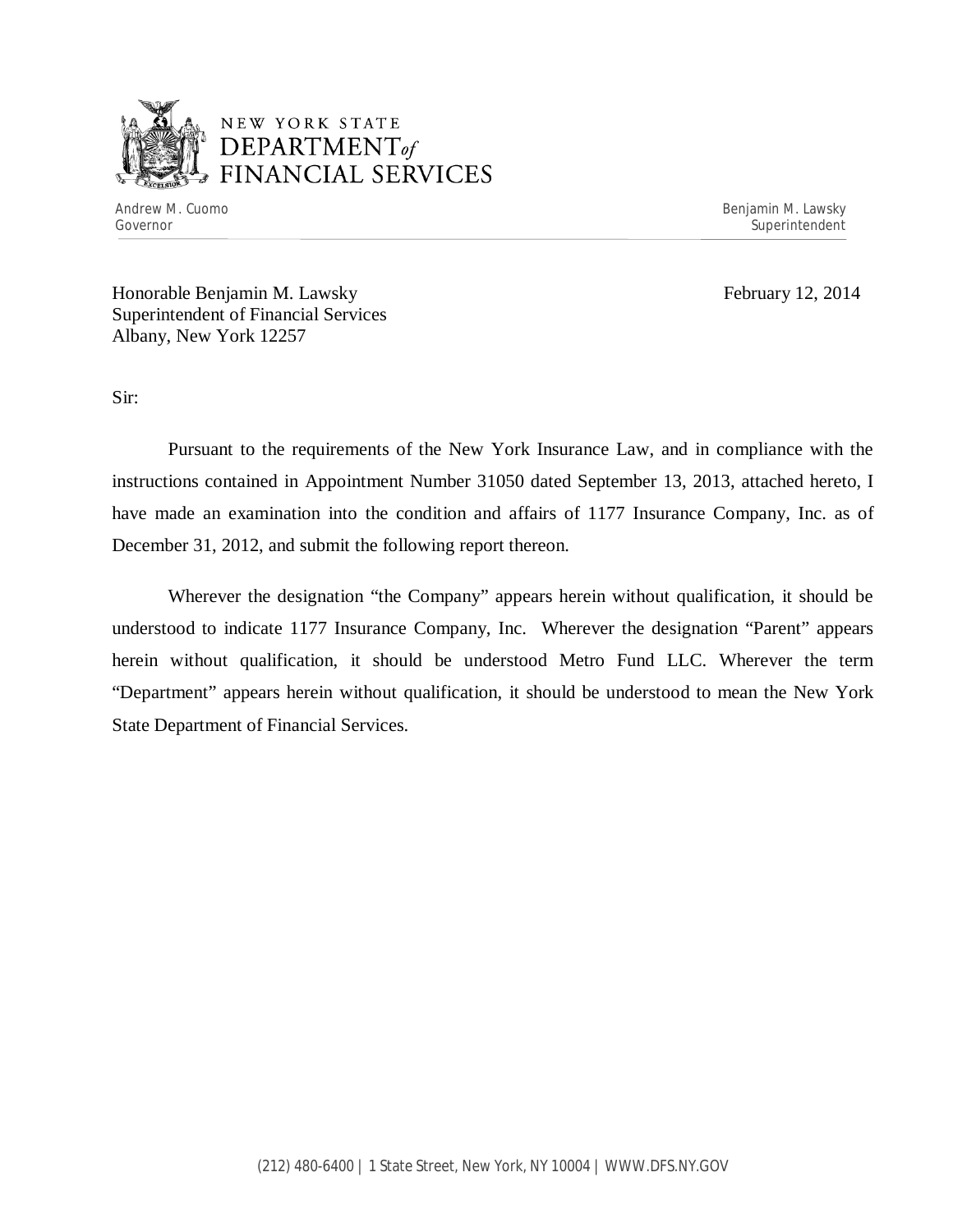NEW YORK STATE
DEPARTMENT *of*
FINANCIAL SERVICES

Andrew M. Cuomo
Governor

Benjamin M. Lawsky
Superintendent

Honorable Benjamin M. Lawsky
Superintendent of Financial Services
Albany, New York 12257

February 12, 2014

Sir:

Pursuant to the requirements of the New York Insurance Law, and in compliance with the instructions contained in Appointment Number 31050 dated September 13, 2013, attached hereto, I have made an examination into the condition and affairs of 1177 Insurance Company, Inc. as of December 31, 2012, and submit the following report thereon.

Wherever the designation "the Company" appears herein without qualification, it should be understood to indicate 1177 Insurance Company, Inc. Wherever the designation "Parent" appears herein without qualification, it should be understood Metro Fund LLC. Wherever the term "Department" appears herein without qualification, it should be understood to mean the New York State Department of Financial Services.

(212) 480-6400 | 1 State Street, New York, NY 10004 | WWW.DFS.NY.GOV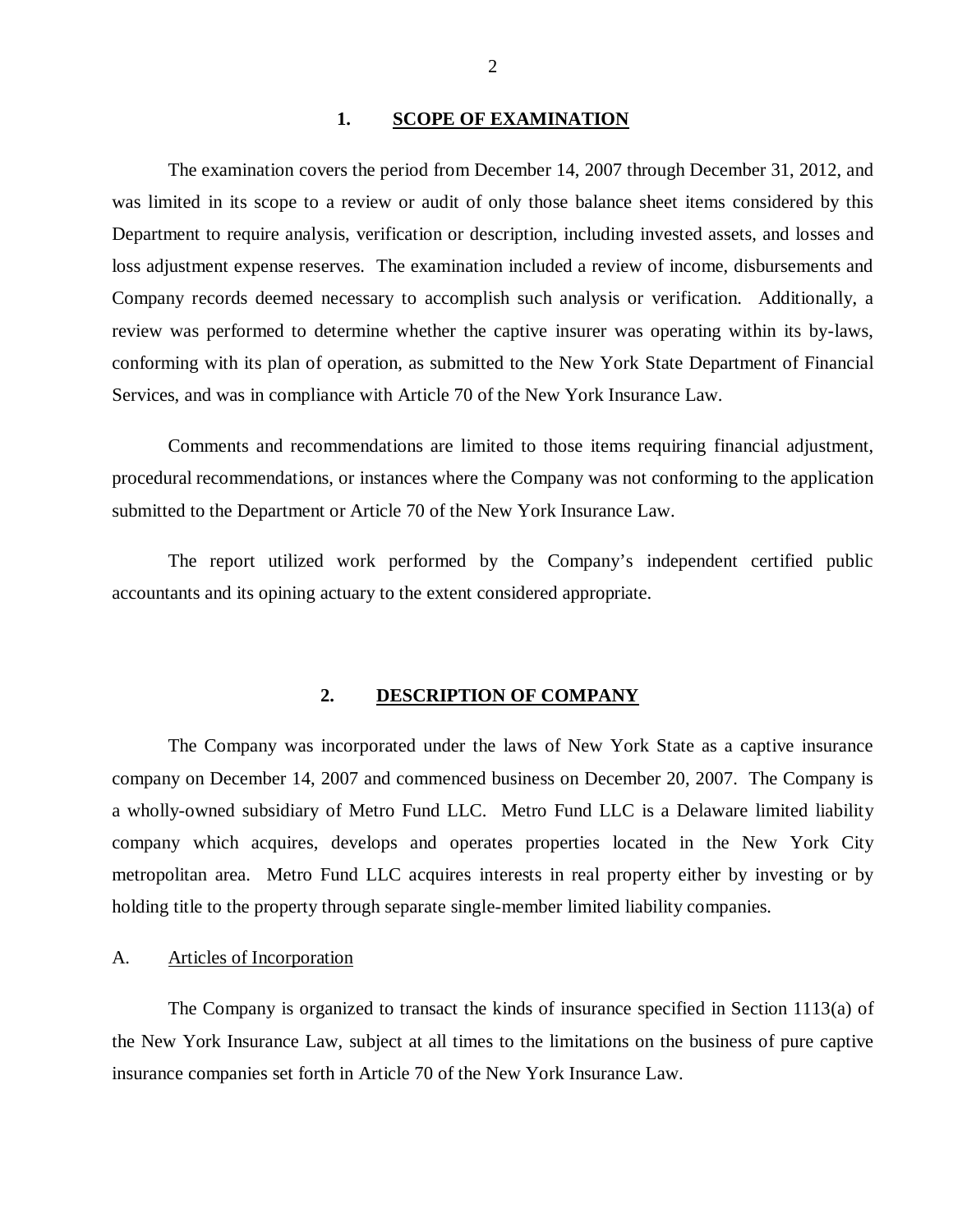## 1. SCOPE OF EXAMINATION

The examination covers the period from December 14, 2007 through December 31, 2012, and was limited in its scope to a review or audit of only those balance sheet items considered by this Department to require analysis, verification or description, including invested assets, and losses and loss adjustment expense reserves. The examination included a review of income, disbursements and Company records deemed necessary to accomplish such analysis or verification. Additionally, a review was performed to determine whether the captive insurer was operating within its by-laws, conforming with its plan of operation, as submitted to the New York State Department of Financial Services, and was in compliance with Article 70 of the New York Insurance Law.

Comments and recommendations are limited to those items requiring financial adjustment, procedural recommendations, or instances where the Company was not conforming to the application submitted to the Department or Article 70 of the New York Insurance Law.

The report utilized work performed by the Company's independent certified public accountants and its opining actuary to the extent considered appropriate.

## 2. DESCRIPTION OF COMPANY

The Company was incorporated under the laws of New York State as a captive insurance company on December 14, 2007 and commenced business on December 20, 2007. The Company is a wholly-owned subsidiary of Metro Fund LLC. Metro Fund LLC is a Delaware limited liability company which acquires, develops and operates properties located in the New York City metropolitan area. Metro Fund LLC acquires interests in real property either by investing or by holding title to the property through separate single-member limited liability companies.

### A. Articles of Incorporation

The Company is organized to transact the kinds of insurance specified in Section 1113(a) of the New York Insurance Law, subject at all times to the limitations on the business of pure captive insurance companies set forth in Article 70 of the New York Insurance Law.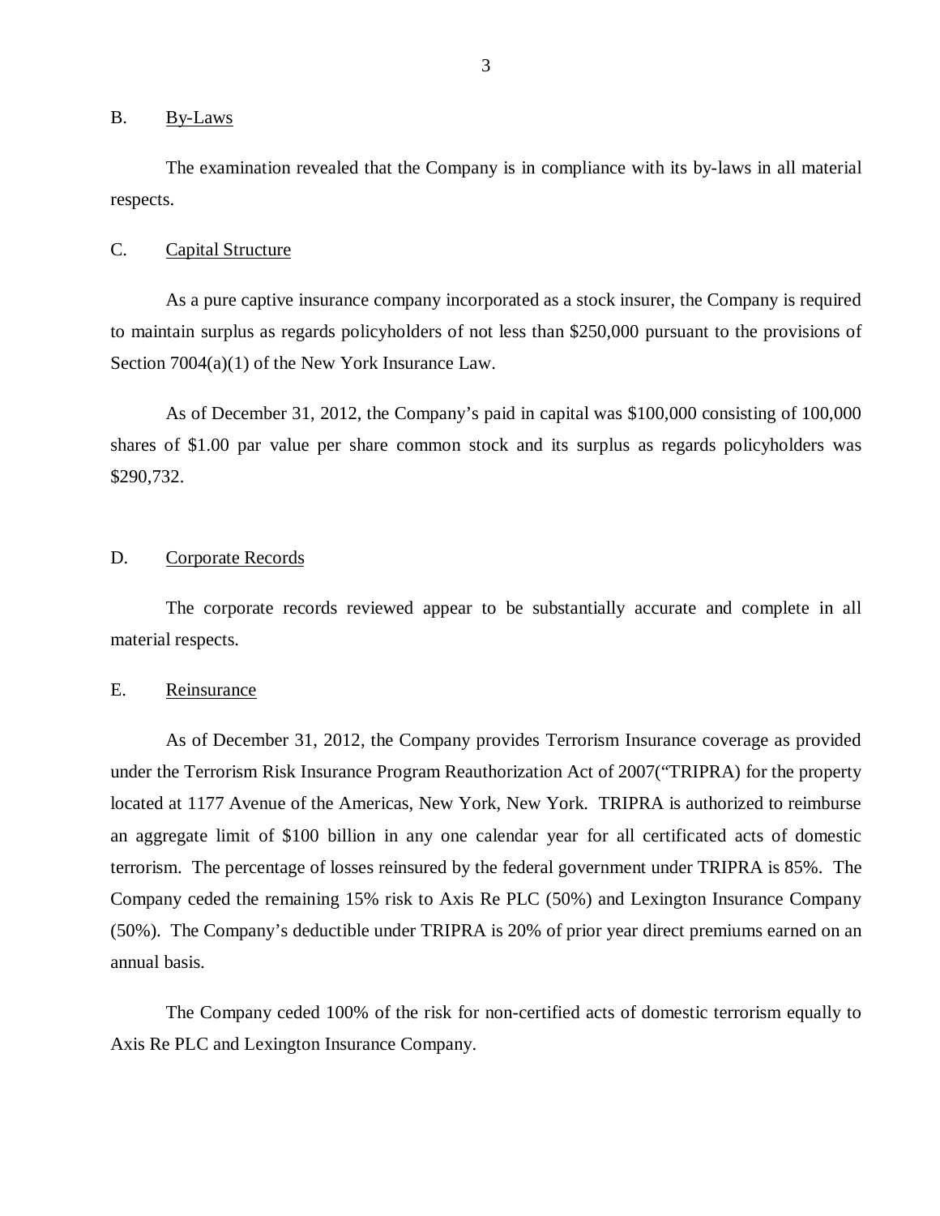## B. By-Laws

The examination revealed that the Company is in compliance with its by-laws in all material respects.

## C. Capital Structure

As a pure captive insurance company incorporated as a stock insurer, the Company is required to maintain surplus as regards policyholders of not less than $250,000 pursuant to the provisions of Section 7004(a)(1) of the New York Insurance Law.

As of December 31, 2012, the Company's paid in capital was $100,000 consisting of 100,000 shares of $1.00 par value per share common stock and its surplus as regards policyholders was $290,732.

## D. Corporate Records

The corporate records reviewed appear to be substantially accurate and complete in all material respects.

## E. Reinsurance

As of December 31, 2012, the Company provides Terrorism Insurance coverage as provided under the Terrorism Risk Insurance Program Reauthorization Act of 2007("TRIPRA) for the property located at 1177 Avenue of the Americas, New York, New York. TRIPRA is authorized to reimburse an aggregate limit of $100 billion in any one calendar year for all certificated acts of domestic terrorism. The percentage of losses reinsured by the federal government under TRIPRA is 85%. The Company ceded the remaining 15% risk to Axis Re PLC (50%) and Lexington Insurance Company (50%). The Company's deductible under TRIPRA is 20% of prior year direct premiums earned on an annual basis.

The Company ceded 100% of the risk for non-certified acts of domestic terrorism equally to Axis Re PLC and Lexington Insurance Company.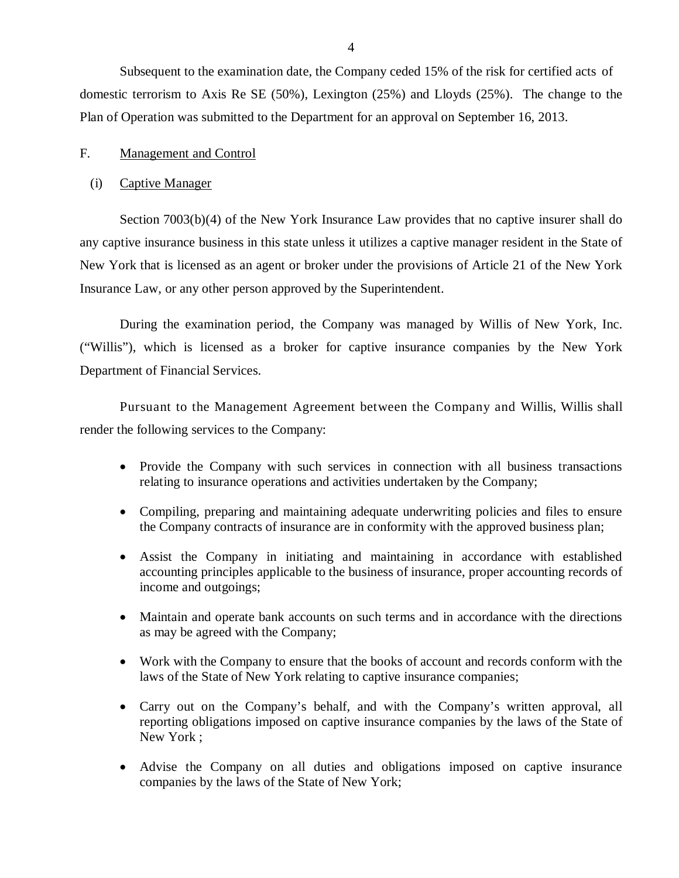Subsequent to the examination date, the Company ceded 15% of the risk for certified acts of domestic terrorism to Axis Re SE (50%), Lexington (25%) and Lloyds (25%). The change to the Plan of Operation was submitted to the Department for an approval on September 16, 2013.

## F. Management and Control

### (i) Captive Manager

Section 7003(b)(4) of the New York Insurance Law provides that no captive insurer shall do any captive insurance business in this state unless it utilizes a captive manager resident in the State of New York that is licensed as an agent or broker under the provisions of Article 21 of the New York Insurance Law, or any other person approved by the Superintendent.

During the examination period, the Company was managed by Willis of New York, Inc. ("Willis"), which is licensed as a broker for captive insurance companies by the New York Department of Financial Services.

Pursuant to the Management Agreement between the Company and Willis, Willis shall render the following services to the Company:

- Provide the Company with such services in connection with all business transactions relating to insurance operations and activities undertaken by the Company;
- Compiling, preparing and maintaining adequate underwriting policies and files to ensure the Company contracts of insurance are in conformity with the approved business plan;
- Assist the Company in initiating and maintaining in accordance with established accounting principles applicable to the business of insurance, proper accounting records of income and outgoings;
- Maintain and operate bank accounts on such terms and in accordance with the directions as may be agreed with the Company;
- Work with the Company to ensure that the books of account and records conform with the laws of the State of New York relating to captive insurance companies;
- Carry out on the Company's behalf, and with the Company's written approval, all reporting obligations imposed on captive insurance companies by the laws of the State of New York ;
- Advise the Company on all duties and obligations imposed on captive insurance companies by the laws of the State of New York;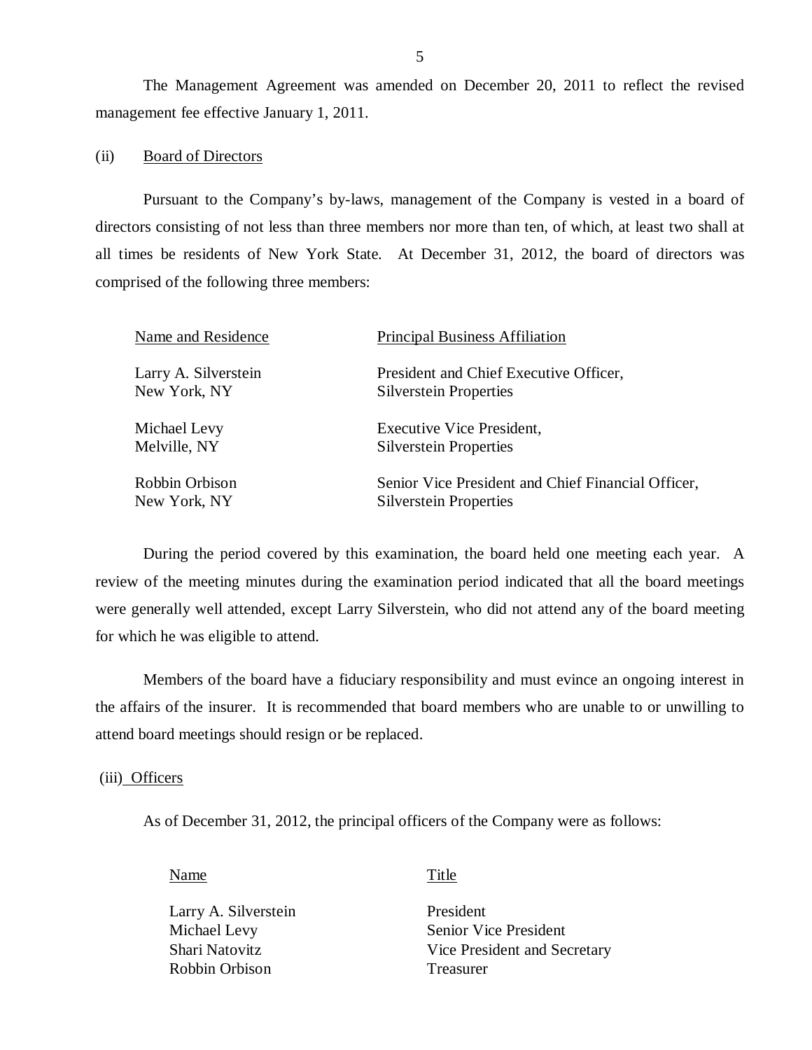The Management Agreement was amended on December 20, 2011 to reflect the revised management fee effective January 1, 2011.

(ii) Board of Directors

Pursuant to the Company's by-laws, management of the Company is vested in a board of directors consisting of not less than three members nor more than ten, of which, at least two shall at all times be residents of New York State. At December 31, 2012, the board of directors was comprised of the following three members:

| Name and Residence | Principal Business Affiliation |
|---|---|
| Larry A. Silverstein<br>New York, NY | President and Chief Executive Officer,<br>Silverstein Properties |
| Michael Levy<br>Melville, NY | Executive Vice President,<br>Silverstein Properties |
| Robbin Orbison<br>New York, NY | Senior Vice President and Chief Financial Officer,<br>Silverstein Properties |

During the period covered by this examination, the board held one meeting each year. A review of the meeting minutes during the examination period indicated that all the board meetings were generally well attended, except Larry Silverstein, who did not attend any of the board meeting for which he was eligible to attend.

Members of the board have a fiduciary responsibility and must evince an ongoing interest in the affairs of the insurer. It is recommended that board members who are unable to or unwilling to attend board meetings should resign or be replaced.

(iii) Officers

As of December 31, 2012, the principal officers of the Company were as follows:

| Name | Title |
|---|---|
| Larry A. Silverstein | President |
| Michael Levy | Senior Vice President |
| Shari Natovitz | Vice President and Secretary |
| Robbin Orbison | Treasurer |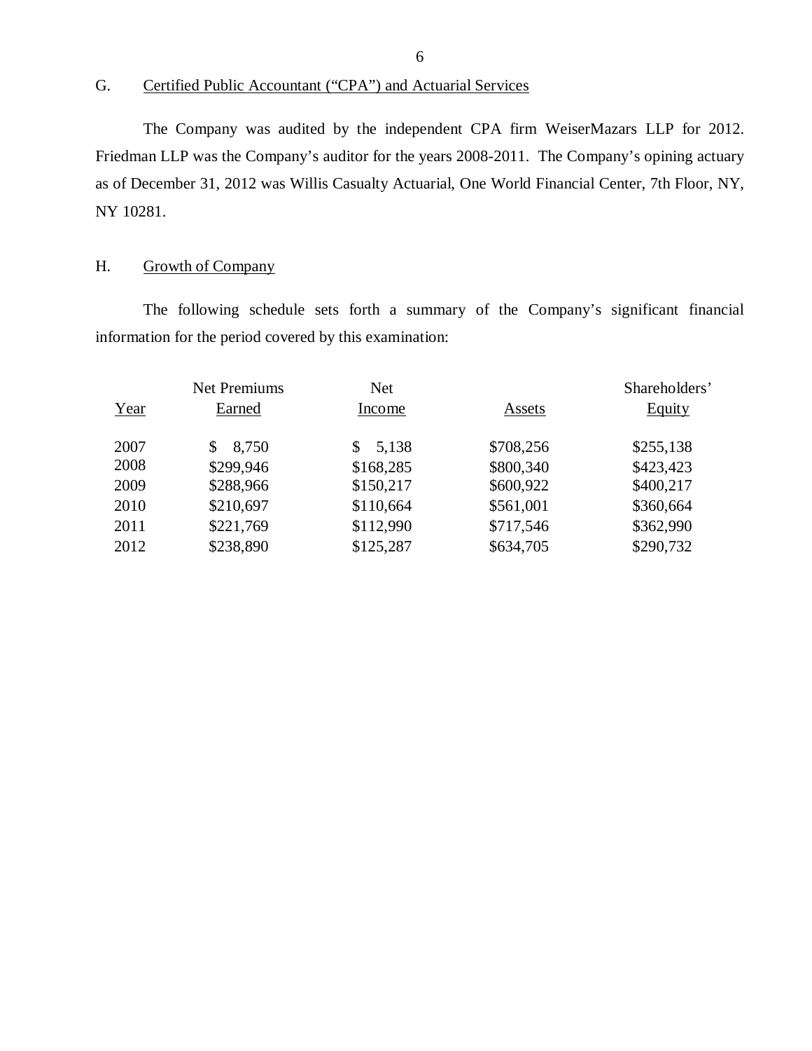## G. Certified Public Accountant ("CPA") and Actuarial Services

The Company was audited by the independent CPA firm WeiserMazars LLP for 2012. Friedman LLP was the Company's auditor for the years 2008-2011. The Company's opining actuary as of December 31, 2012 was Willis Casualty Actuarial, One World Financial Center, 7th Floor, NY, NY 10281.

## H. Growth of Company

The following schedule sets forth a summary of the Company's significant financial information for the period covered by this examination:

| Year | Net Premiums Earned | Net Income | Assets | Shareholders' Equity |
|---|---|---|---|---|
| 2007 | $ 8,750 | $ 5,138 | $708,256 | $255,138 |
| 2008 | $299,946 | $168,285 | $800,340 | $423,423 |
| 2009 | $288,966 | $150,217 | $600,922 | $400,217 |
| 2010 | $210,697 | $110,664 | $561,001 | $360,664 |
| 2011 | $221,769 | $112,990 | $717,546 | $362,990 |
| 2012 | $238,890 | $125,287 | $634,705 | $290,732 |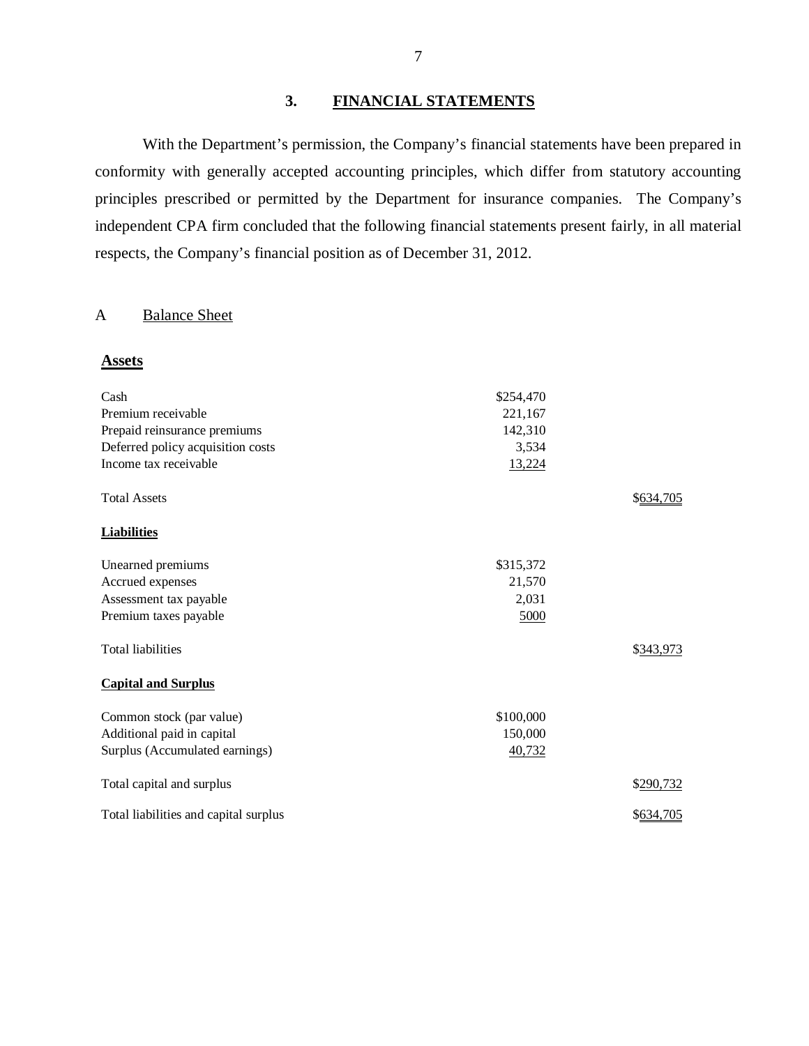## 3. FINANCIAL STATEMENTS

With the Department's permission, the Company's financial statements have been prepared in conformity with generally accepted accounting principles, which differ from statutory accounting principles prescribed or permitted by the Department for insurance companies. The Company's independent CPA firm concluded that the following financial statements present fairly, in all material respects, the Company's financial position as of December 31, 2012.

### A Balance Sheet

| | | |
|---|---|---|
| **Assets** | | |
| Cash | $254,470 | |
| Premium receivable | 221,167 | |
| Prepaid reinsurance premiums | 142,310 | |
| Deferred policy acquisition costs | 3,534 | |
| Income tax receivable | 13,224 | |
| Total Assets | | $634,705 |
| **Liabilities** | | |
| Unearned premiums | $315,372 | |
| Accrued expenses | 21,570 | |
| Assessment tax payable | 2,031 | |
| Premium taxes payable | 5000 | |
| Total liabilities | | $343,973 |
| **Capital and Surplus** | | |
| Common stock (par value) | $100,000 | |
| Additional paid in capital | 150,000 | |
| Surplus (Accumulated earnings) | 40,732 | |
| Total capital and surplus | | $290,732 |
| Total liabilities and capital surplus | | $634,705 |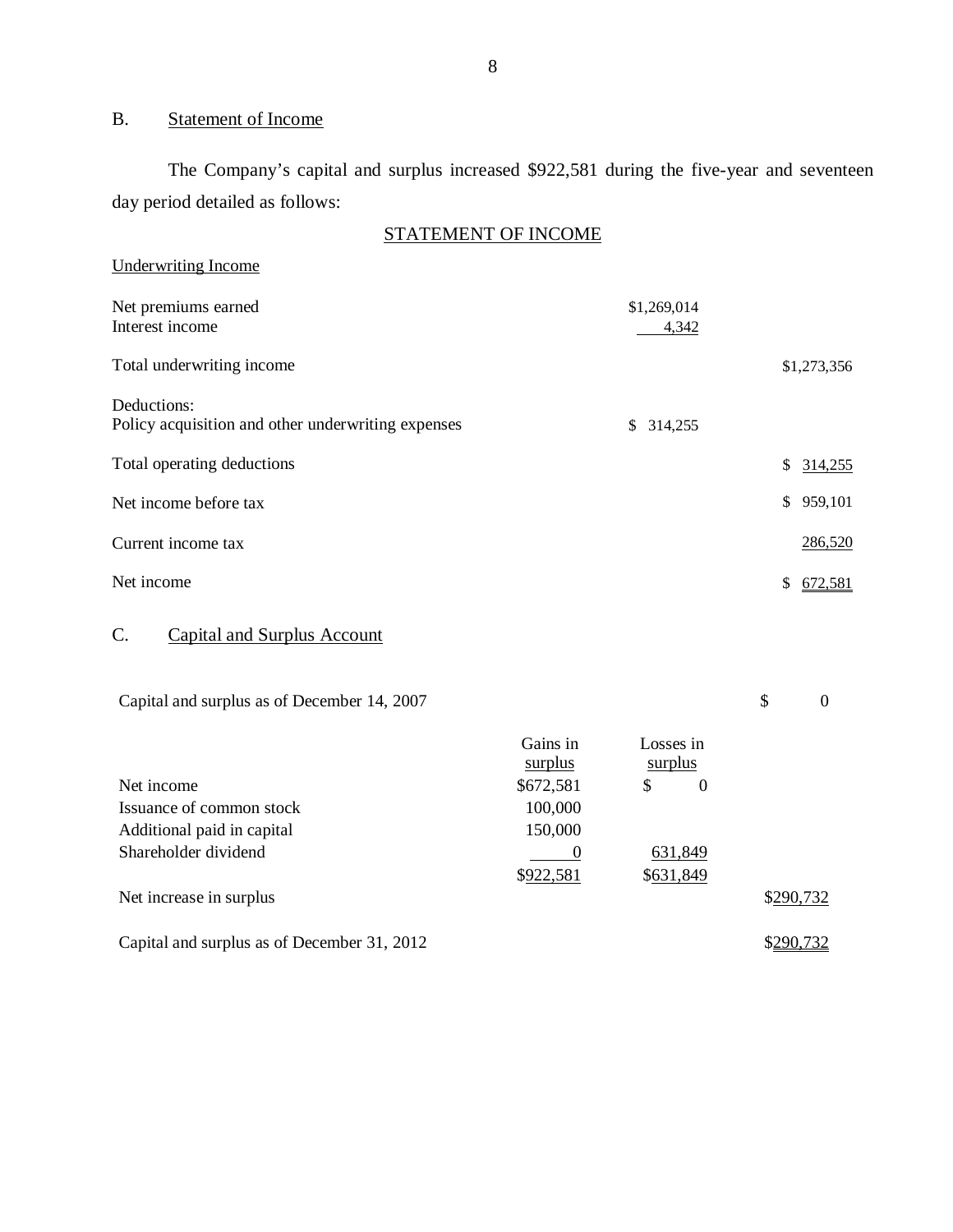## B. Statement of Income

The Company's capital and surplus increased $922,581 during the five-year and seventeen day period detailed as follows:

STATEMENT OF INCOME

| Underwriting Income | | |
|---|---|---|
| Net premiums earned | $1,269,014 | |
| Interest income | 4,342 | |
| Total underwriting income | | $1,273,356 |
| Deductions: | | |
| Policy acquisition and other underwriting expenses | $ 314,255 | |
| Total operating deductions | | $ 314,255 |
| Net income before tax | | $ 959,101 |
| Current income tax | | 286,520 |
| Net income | | $ 672,581 |

## C. Capital and Surplus Account

| | Gains in surplus | Losses in surplus | |
|---|---|---|---|
| Capital and surplus as of December 14, 2007 | | | $ 0 |
| Net income | $672,581 | $ 0 | |
| Issuance of common stock | 100,000 | | |
| Additional paid in capital | 150,000 | | |
| Shareholder dividend | 0 | 631,849 | |
| | $922,581 | $631,849 | |
| Net increase in surplus | | | $290,732 |
| Capital and surplus as of December 31, 2012 | | | $290,732 |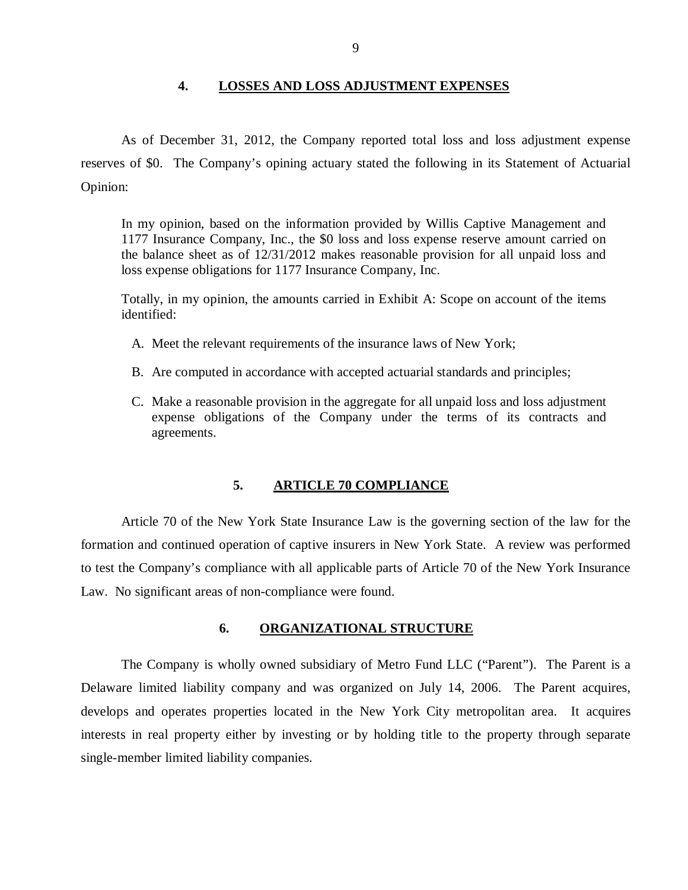## 4. LOSSES AND LOSS ADJUSTMENT EXPENSES

As of December 31, 2012, the Company reported total loss and loss adjustment expense reserves of $0. The Company's opining actuary stated the following in its Statement of Actuarial Opinion:

> In my opinion, based on the information provided by Willis Captive Management and 1177 Insurance Company, Inc., the $0 loss and loss expense reserve amount carried on the balance sheet as of 12/31/2012 makes reasonable provision for all unpaid loss and loss expense obligations for 1177 Insurance Company, Inc.
>
> Totally, in my opinion, the amounts carried in Exhibit A: Scope on account of the items identified:
>
> A. Meet the relevant requirements of the insurance laws of New York;
>
> B. Are computed in accordance with accepted actuarial standards and principles;
>
> C. Make a reasonable provision in the aggregate for all unpaid loss and loss adjustment expense obligations of the Company under the terms of its contracts and agreements.

## 5. ARTICLE 70 COMPLIANCE

Article 70 of the New York State Insurance Law is the governing section of the law for the formation and continued operation of captive insurers in New York State. A review was performed to test the Company's compliance with all applicable parts of Article 70 of the New York Insurance Law. No significant areas of non-compliance were found.

## 6. ORGANIZATIONAL STRUCTURE

The Company is wholly owned subsidiary of Metro Fund LLC ("Parent"). The Parent is a Delaware limited liability company and was organized on July 14, 2006. The Parent acquires, develops and operates properties located in the New York City metropolitan area. It acquires interests in real property either by investing or by holding title to the property through separate single-member limited liability companies.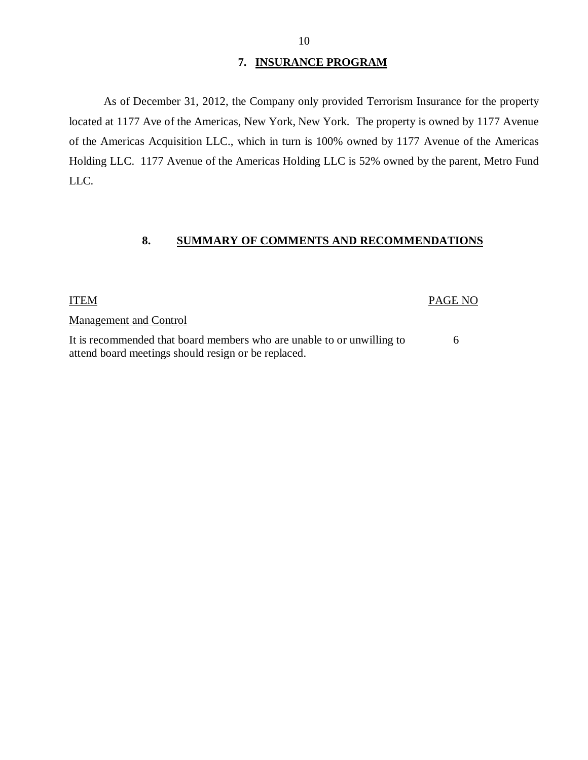## 7. INSURANCE PROGRAM

As of December 31, 2012, the Company only provided Terrorism Insurance for the property located at 1177 Ave of the Americas, New York, New York. The property is owned by 1177 Avenue of the Americas Acquisition LLC., which in turn is 100% owned by 1177 Avenue of the Americas Holding LLC. 1177 Avenue of the Americas Holding LLC is 52% owned by the parent, Metro Fund LLC.

## 8. SUMMARY OF COMMENTS AND RECOMMENDATIONS

| ITEM | PAGE NO |
|---|---|
| Management and Control | |
| It is recommended that board members who are unable to or unwilling to attend board meetings should resign or be replaced. | 6 |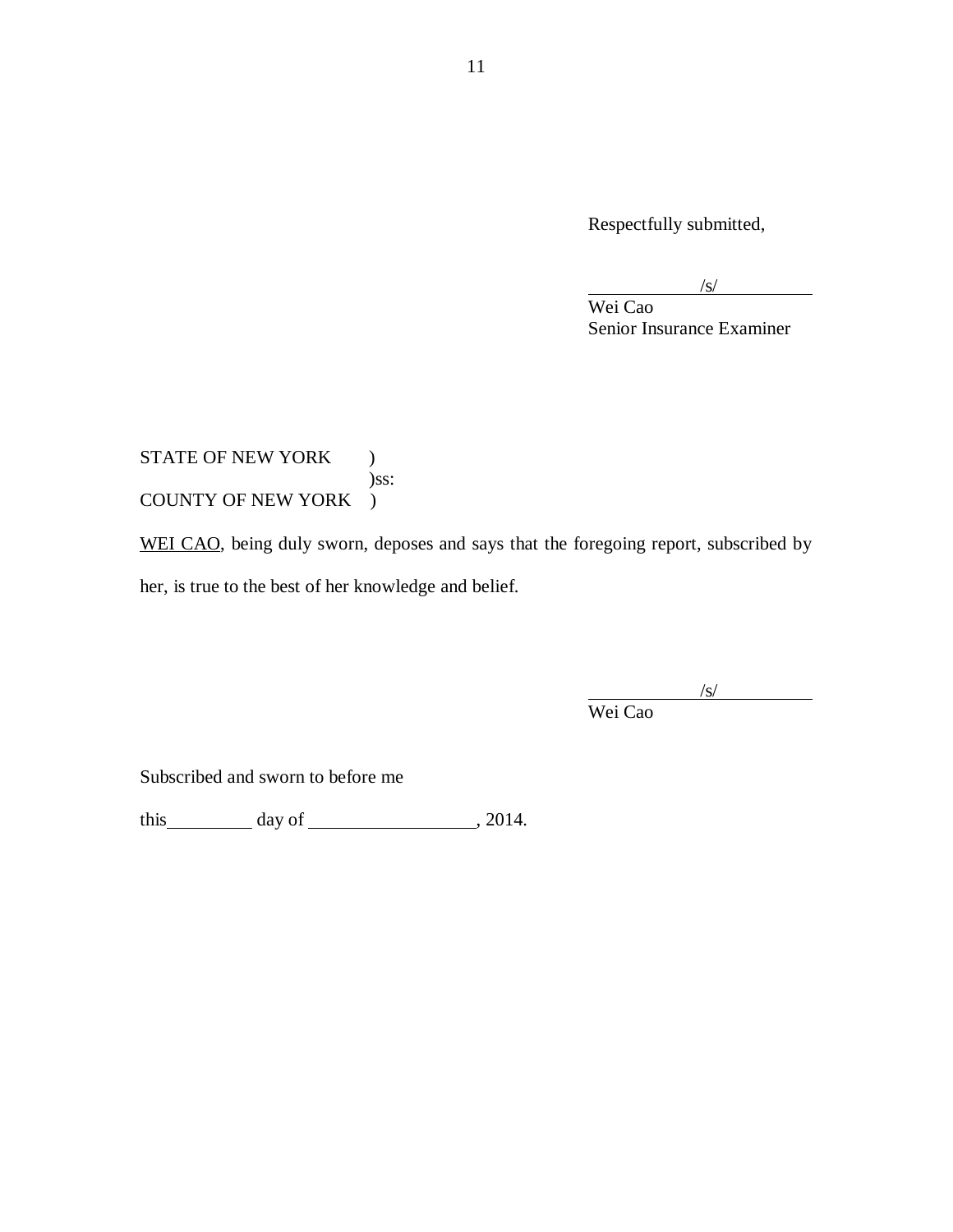Respectfully submitted,

/s/
Wei Cao
Senior Insurance Examiner

STATE OF NEW YORK )
)ss:
COUNTY OF NEW YORK )

WEI CAO, being duly sworn, deposes and says that the foregoing report, subscribed by her, is true to the best of her knowledge and belief.

/s/
Wei Cao

Subscribed and sworn to before me

this\_\_\_\_\_\_\_\_\_ day of \_\_\_\_\_\_\_\_\_\_\_\_\_\_\_\_\_\_, 2014.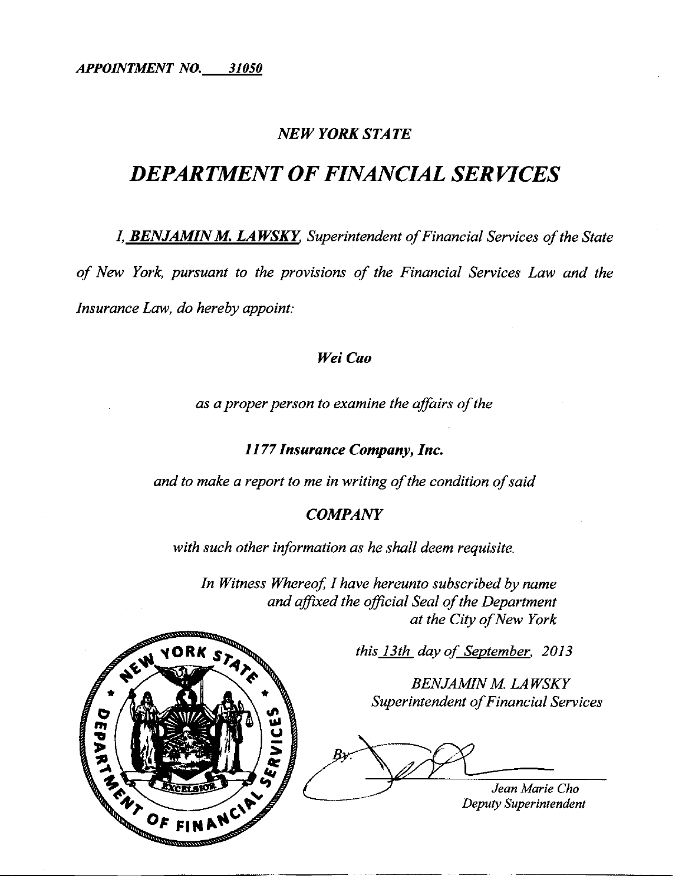*APPOINTMENT NO.* ___*31050*___

### *NEW YORK STATE*

# *DEPARTMENT OF FINANCIAL SERVICES*

*I, **BENJAMIN M. LAWSKY**, Superintendent of Financial Services of the State of New York, pursuant to the provisions of the Financial Services Law and the Insurance Law, do hereby appoint:*

***Wei Cao***

*as a proper person to examine the affairs of the*

***1177 Insurance Company, Inc.***

*and to make a report to me in writing of the condition of said*

*COMPANY*

*with such other information as he shall deem requisite.*

*In Witness Whereof, I have hereunto subscribed by name and affixed the official Seal of the Department at the City of New York*

*this* _*13th*_ *day of* _*September*_*, 2013*

*BENJAMIN M. LAWSKY*
*Superintendent of Financial Services*

By: _______________

*Jean Marie Cho*
*Deputy Superintendent*